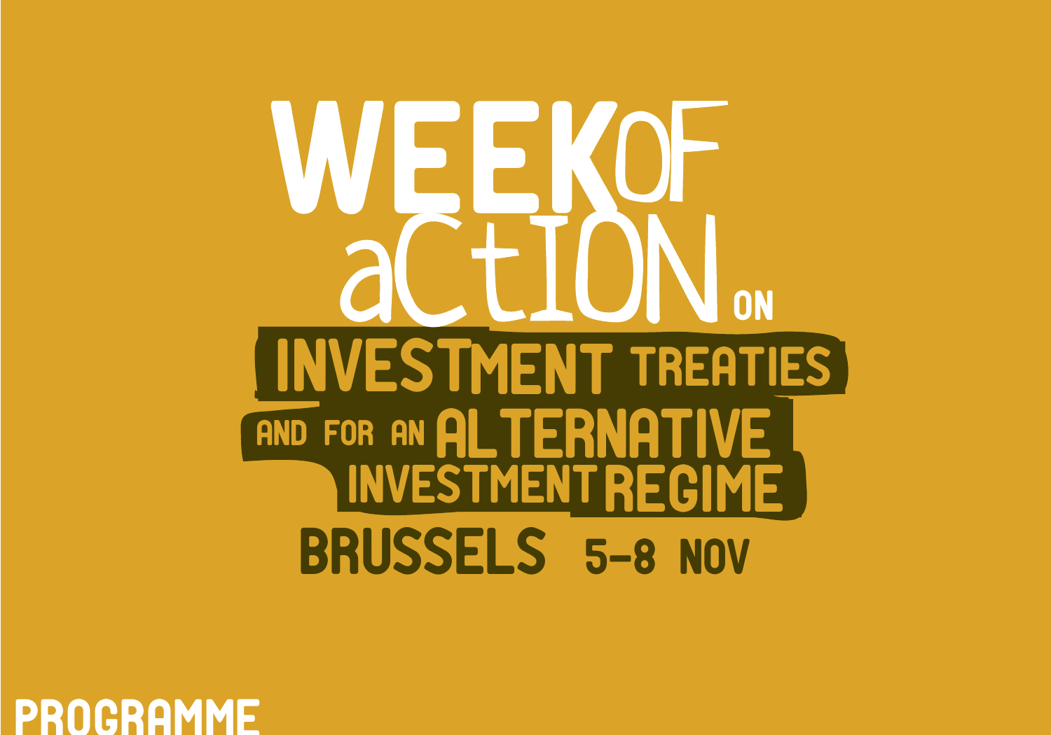# WEEK OF ACTION ON INVESTMENT TREATIES AND FOR AN ALTERNATIVE INVESTMENT REGIME

## BRUSSELS 5-8 NOV

PROGRAMME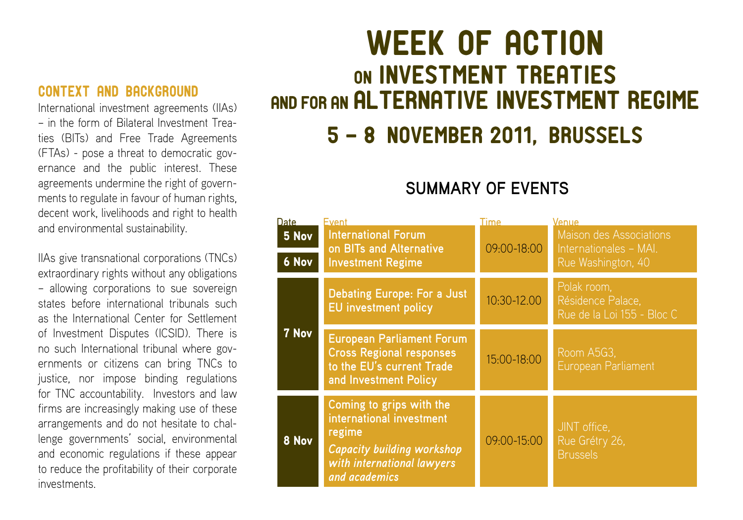# WEEK OF ACTION
# ON INVESTMENT TREATIES
# AND FOR AN ALTERNATIVE INVESTMENT REGIME
# 5 – 8 NOVEMBER 2011, BRUSSELS

## CONTEXT AND BACKGROUND

International investment agreements (IIAs) – in the form of Bilateral Investment Treaties (BITs) and Free Trade Agreements (FTAs) - pose a threat to democratic governance and the public interest. These agreements undermine the right of governments to regulate in favour of human rights, decent work, livelihoods and right to health and environmental sustainability.

IIAs give transnational corporations (TNCs) extraordinary rights without any obligations – allowing corporations to sue sovereign states before international tribunals such as the International Center for Settlement of Investment Disputes (ICSID). There is no such International tribunal where governments or citizens can bring TNCs to justice, nor impose binding regulations for TNC accountability. Investors and law firms are increasingly making use of these arrangements and do not hesitate to challenge governments' social, environmental and economic regulations if these appear to reduce the profitability of their corporate investments.

## SUMMARY OF EVENTS

| Date | Event | Time | Venue |
|---|---|---|---|
| 5 Nov, 6 Nov | **International Forum on BITs and Alternative Investment Regime** | 09:00-18:00 | Maison des Associations Internationales – MAI. Rue Washington, 40 |
| 7 Nov | **Debating Europe: For a Just EU investment policy** | 10:30-12.00 | Polak room, Résidence Palace, Rue de la Loi 155 - Bloc C |
| 7 Nov | **European Parliament Forum Cross Regional responses to the EU's current Trade and Investment Policy** | 15:00-18:00 | Room A5G3, European Parliament |
| 8 Nov | **Coming to grips with the international investment regime** ***Capacity building workshop with international lawyers and academics*** | 09:00-15:00 | JINT office, Rue Grétry 26, Brussels |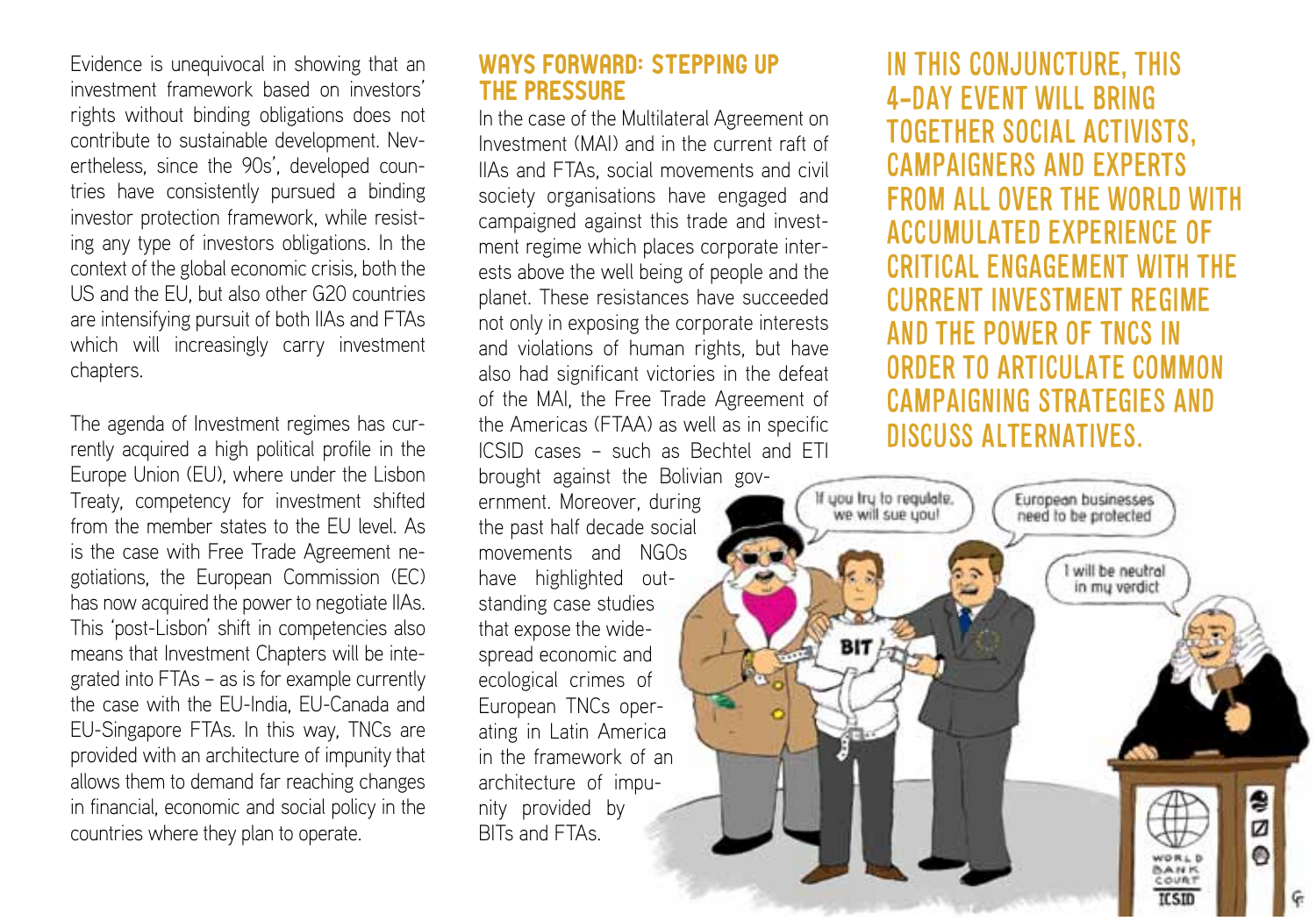Evidence is unequivocal in showing that an investment framework based on investors' rights without binding obligations does not contribute to sustainable development. Nevertheless, since the 90s', developed countries have consistently pursued a binding investor protection framework, while resisting any type of investors obligations. In the context of the global economic crisis, both the US and the EU, but also other G20 countries are intensifying pursuit of both IIAs and FTAs which will increasingly carry investment chapters.

The agenda of Investment regimes has currently acquired a high political profile in the Europe Union (EU), where under the Lisbon Treaty, competency for investment shifted from the member states to the EU level. As is the case with Free Trade Agreement negotiations, the European Commission (EC) has now acquired the power to negotiate IIAs. This 'post-Lisbon' shift in competencies also means that Investment Chapters will be integrated into FTAs – as is for example currently the case with the EU-India, EU-Canada and EU-Singapore FTAs. In this way, TNCs are provided with an architecture of impunity that allows them to demand far reaching changes in financial, economic and social policy in the countries where they plan to operate.

## WAYS FORWARD: STEPPING UP THE PRESSURE

In the case of the Multilateral Agreement on Investment (MAI) and in the current raft of IIAs and FTAs, social movements and civil society organisations have engaged and campaigned against this trade and investment regime which places corporate interests above the well being of people and the planet. These resistances have succeeded not only in exposing the corporate interests and violations of human rights, but have also had significant victories in the defeat of the MAI, the Free Trade Agreement of the Americas (FTAA) as well as in specific ICSID cases – such as Bechtel and ETI brought against the Bolivian government. Moreover, during the past half decade social movements and NGOs have highlighted outstanding case studies that expose the widespread economic and ecological crimes of European TNCs operating in Latin America in the framework of an architecture of impunity provided by BITs and FTAs.

## IN THIS CONJUNCTURE, THIS 4-DAY EVENT WILL BRING TOGETHER SOCIAL ACTIVISTS, CAMPAIGNERS AND EXPERTS FROM ALL OVER THE WORLD WITH ACCUMULATED EXPERIENCE OF CRITICAL ENGAGEMENT WITH THE CURRENT INVESTMENT REGIME AND THE POWER OF TNCS IN ORDER TO ARTICULATE COMMON CAMPAIGNING STRATEGIES AND DISCUSS ALTERNATIVES.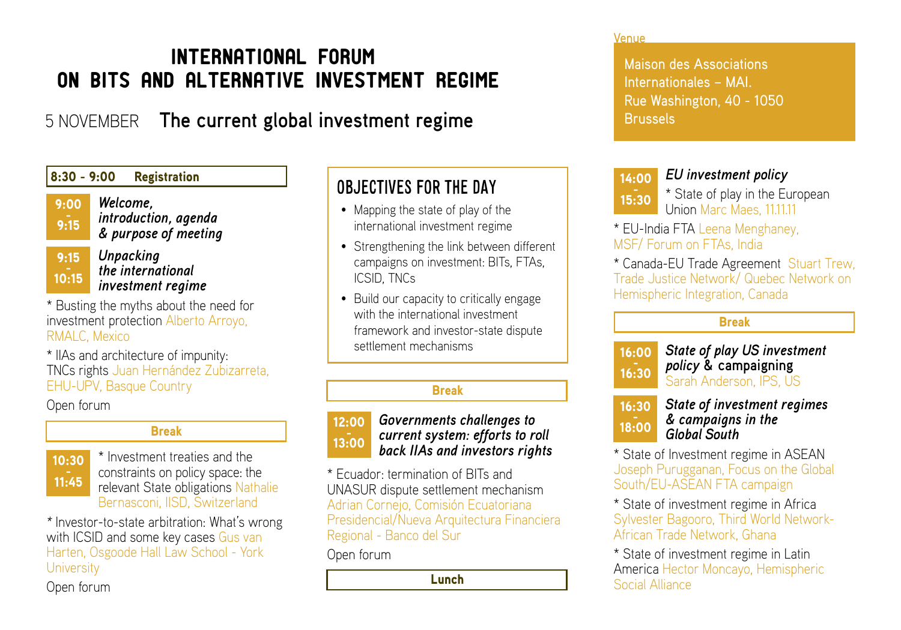# INTERNATIONAL FORUM ON BITS AND ALTERNATIVE INVESTMENT REGIME

## 5 NOVEMBER **The current global investment regime**

**Venue**

Maison des Associations Internationales – MAI.
Rue Washington, 40 - 1050 Brussels

**8:30 - 9:00 Registration**

**9:00 - 9:15** ***Welcome, introduction, agenda & purpose of meeting***

**9:15 - 10:15** ***Unpacking the international investment regime***

* Busting the myths about the need for investment protection Alberto Arroyo, RMALC, Mexico

* IIAs and architecture of impunity: TNCs rights Juan Hernández Zubizarreta, EHU-UPV, Basque Country

Open forum

**Break**

**10:30 - 11:45**

* Investment treaties and the constraints on policy space: the relevant State obligations Nathalie Bernasconi, IISD, Switzerland

* Investor-to-state arbitration: What's wrong with ICSID and some key cases Gus van Harten, Osgoode Hall Law School - York University

Open forum

### OBJECTIVES FOR THE DAY

- Mapping the state of play of the international investment regime
- Strengthening the link between different campaigns on investment: BITs, FTAs, ICSID, TNCs
- Build our capacity to critically engage with the international investment framework and investor-state dispute settlement mechanisms

**Break**

**12:00 - 13:00** ***Governments challenges to current system: efforts to roll back IIAs and investors rights***

* Ecuador: termination of BITs and UNASUR dispute settlement mechanism Adrian Cornejo, Comisión Ecuatoriana Presidencial/Nueva Arquitectura Financiera Regional - Banco del Sur

Open forum

**Lunch**

**14:00 - 15:30** ***EU investment policy***

* State of play in the European Union Marc Maes, 11.11.11

* EU-India FTA Leena Menghaney, MSF/ Forum on FTAs, India

* Canada-EU Trade Agreement Stuart Trew, Trade Justice Network/ Quebec Network on Hemispheric Integration, Canada

**Break**

**16:00 - 16:30** ***State of play US investment policy* & campaigning**
Sarah Anderson, IPS, US

**16:30 - 18:00** ***State of investment regimes & campaigns in the Global South***

* State of Investment regime in ASEAN Joseph Purugganan, Focus on the Global South/EU-ASEAN FTA campaign

* State of investment regime in Africa Sylvester Bagooro, Third World Network-African Trade Network, Ghana

* State of investment regime in Latin America Hector Moncayo, Hemispheric Social Alliance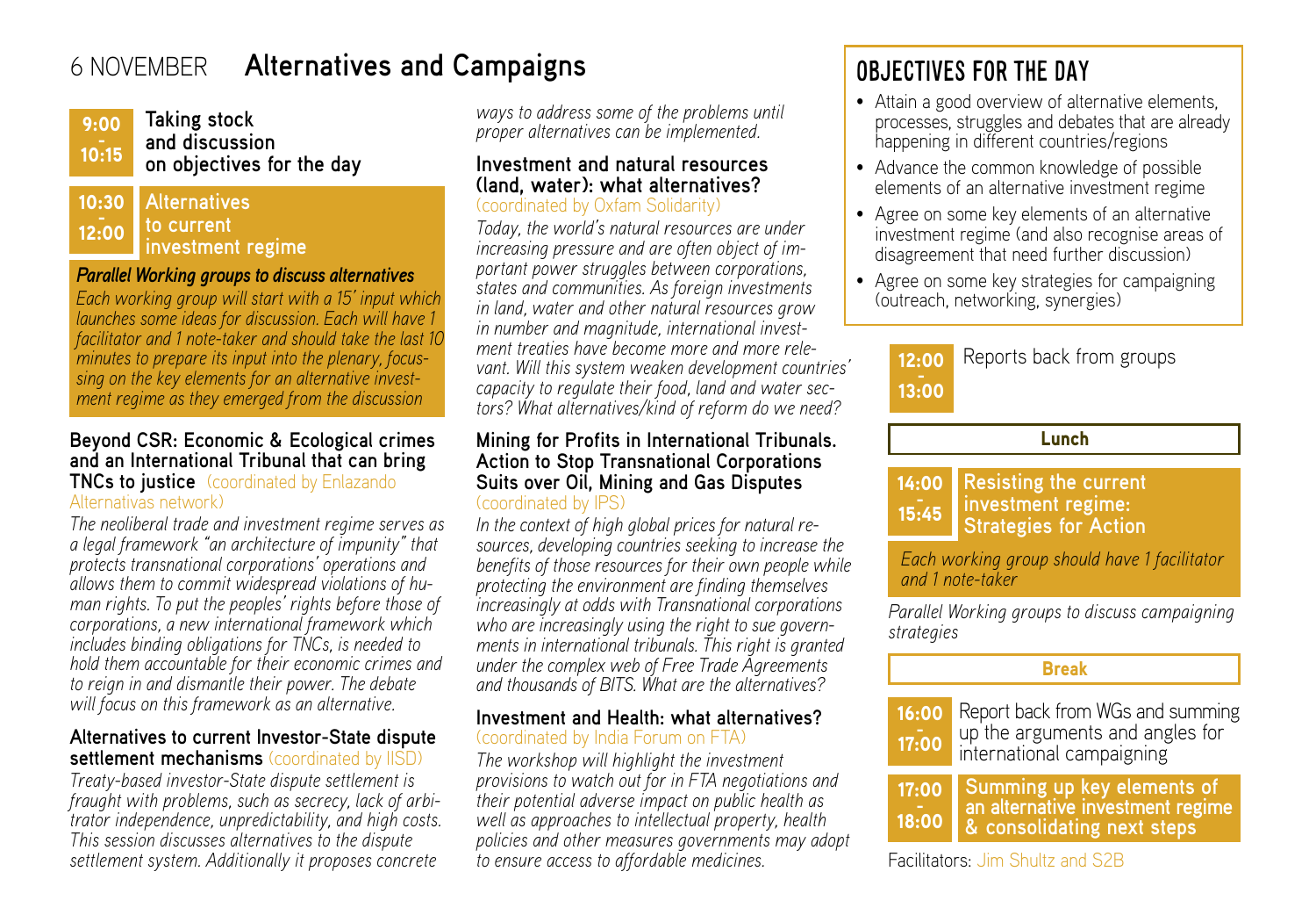# 6 NOVEMBER **Alternatives and Campaigns**

**9:00 - 10:15** **Taking stock and discussion on objectives for the day**

**10:30 - 12:00** **Alternatives to current investment regime**

***Parallel Working groups to discuss alternatives***

*Each working group will start with a 15' input which launches some ideas for discussion. Each will have 1 facilitator and 1 note-taker and should take the last 10 minutes to prepare its input into the plenary, focussing on the key elements for an alternative investment regime as they emerged from the discussion*

### Beyond CSR: Economic & Ecological crimes and an International Tribunal that can bring TNCs to justice (coordinated by Enlazando Alternativas network)

*The neoliberal trade and investment regime serves as a legal framework "an architecture of impunity" that protects transnational corporations' operations and allows them to commit widespread violations of human rights. To put the peoples' rights before those of corporations, a new international framework which includes binding obligations for TNCs, is needed to hold them accountable for their economic crimes and to reign in and dismantle their power. The debate will focus on this framework as an alternative.*

### Alternatives to current Investor-State dispute settlement mechanisms (coordinated by IISD)

*Treaty-based investor-State dispute settlement is fraught with problems, such as secrecy, lack of arbitrator independence, unpredictability, and high costs. This session discusses alternatives to the dispute settlement system. Additionally it proposes concrete ways to address some of the problems until proper alternatives can be implemented.*

### Investment and natural resources (land, water): what alternatives? (coordinated by Oxfam Solidarity)

*Today, the world's natural resources are under increasing pressure and are often object of important power struggles between corporations, states and communities. As foreign investments in land, water and other natural resources grow in number and magnitude, international investment treaties have become more and more relevant. Will this system weaken development countries' capacity to regulate their food, land and water sectors? What alternatives/kind of reform do we need?*

### Mining for Profits in International Tribunals. Action to Stop Transnational Corporations Suits over Oil, Mining and Gas Disputes (coordinated by IPS)

*In the context of high global prices for natural resources, developing countries seeking to increase the benefits of those resources for their own people while protecting the environment are finding themselves increasingly at odds with Transnational corporations who are increasingly using the right to sue governments in international tribunals. This right is granted under the complex web of Free Trade Agreements and thousands of BITS. What are the alternatives?*

### Investment and Health: what alternatives? (coordinated by India Forum on FTA)

*The workshop will highlight the investment provisions to watch out for in FTA negotiations and their potential adverse impact on public health as well as approaches to intellectual property, health policies and other measures governments may adopt to ensure access to affordable medicines.*

## OBJECTIVES FOR THE DAY

- Attain a good overview of alternative elements, processes, struggles and debates that are already happening in different countries/regions
- Advance the common knowledge of possible elements of an alternative investment regime
- Agree on some key elements of an alternative investment regime (and also recognise areas of disagreement that need further discussion)
- Agree on some key strategies for campaigning (outreach, networking, synergies)

**12:00 - 13:00** Reports back from groups

**Lunch**

**14:00 - 15:45** **Resisting the current investment regime: Strategies for Action**

*Each working group should have 1 facilitator and 1 note-taker*

*Parallel Working groups to discuss campaigning strategies*

**Break**

**16:00 - 17:00** Report back from WGs and summing up the arguments and angles for international campaigning

**17:00 - 18:00** **Summing up key elements of an alternative investment regime & consolidating next steps**

Facilitators: Jim Shultz and S2B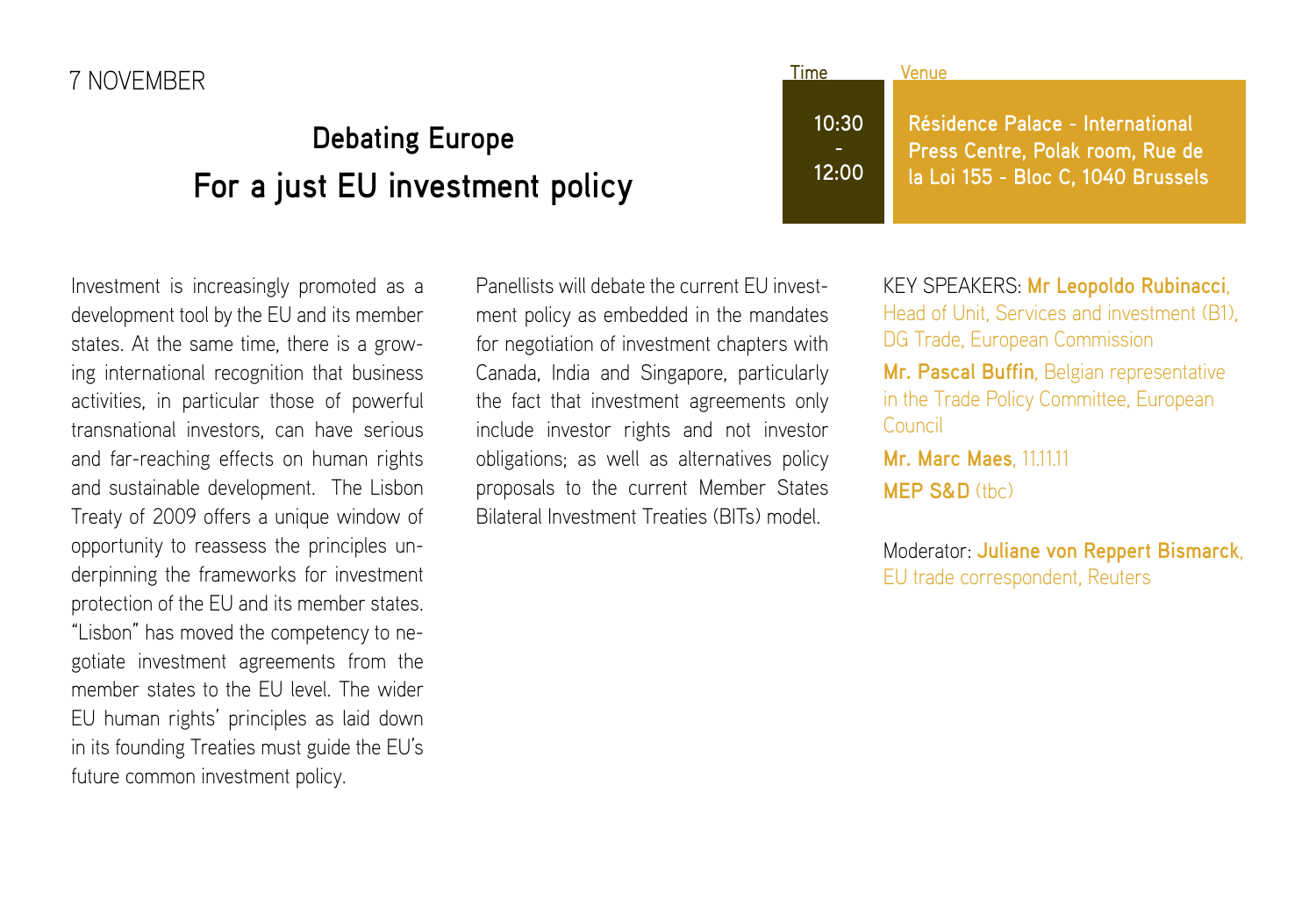7 NOVEMBER

## Debating Europe
## For a just EU investment policy

**Time**
10:30 - 12:00

**Venue**
Résidence Palace - International Press Centre, Polak room, Rue de la Loi 155 - Bloc C, 1040 Brussels

Investment is increasingly promoted as a development tool by the EU and its member states. At the same time, there is a growing international recognition that business activities, in particular those of powerful transnational investors, can have serious and far-reaching effects on human rights and sustainable development. The Lisbon Treaty of 2009 offers a unique window of opportunity to reassess the principles underpinning the frameworks for investment protection of the EU and its member states. "Lisbon" has moved the competency to negotiate investment agreements from the member states to the EU level. The wider EU human rights' principles as laid down in its founding Treaties must guide the EU's future common investment policy.

Panellists will debate the current EU investment policy as embedded in the mandates for negotiation of investment chapters with Canada, India and Singapore, particularly the fact that investment agreements only include investor rights and not investor obligations; as well as alternatives policy proposals to the current Member States Bilateral Investment Treaties (BITs) model.

KEY SPEAKERS: **Mr Leopoldo Rubinacci**, Head of Unit, Services and investment (B1), DG Trade, European Commission

**Mr. Pascal Buffin**, Belgian representative in the Trade Policy Committee, European Council

**Mr. Marc Maes**, 11.11.11

**MEP S&D** (tbc)

Moderator: **Juliane von Reppert Bismarck**, EU trade correspondent, Reuters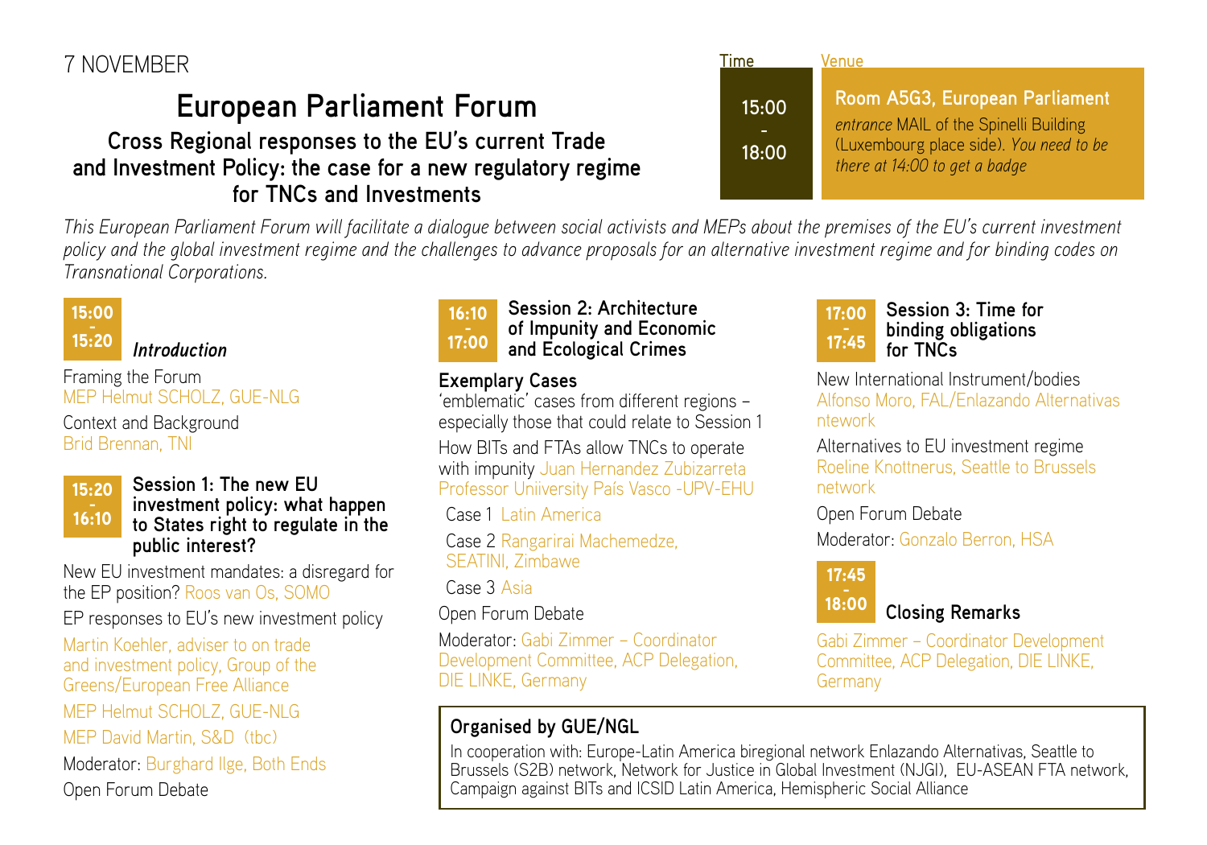7 NOVEMBER

# European Parliament Forum

### Cross Regional responses to the EU's current Trade and Investment Policy: the case for a new regulatory regime for TNCs and Investments

**Time:** 15:00 - 18:00

**Venue:** **Room A5G3, European Parliament**
*entrance* MAIL of the Spinelli Building (Luxembourg place side). *You need to be there at 14:00 to get a badge*

*This European Parliament Forum will facilitate a dialogue between social activists and MEPs about the premises of the EU's current investment policy and the global investment regime and the challenges to advance proposals for an alternative investment regime and for binding codes on Transnational Corporations.*

**15:00 - 15:20** ***Introduction***

Framing the Forum
MEP Helmut SCHOLZ, GUE-NLG

Context and Background
Brid Brennan, TNI

**15:20 - 16:10** **Session 1: The new EU investment policy: what happen to States right to regulate in the public interest?**

New EU investment mandates: a disregard for the EP position? Roos van Os, SOMO

EP responses to EU's new investment policy

Martin Koehler, adviser to on trade and investment policy, Group of the Greens/European Free Alliance

MEP Helmut SCHOLZ, GUE-NLG

MEP David Martin, S&D (tbc)

Moderator: Burghard Ilge, Both Ends

Open Forum Debate

**16:10 - 17:00** **Session 2: Architecture of Impunity and Economic and Ecological Crimes**

**Exemplary Cases**
'emblematic' cases from different regions – especially those that could relate to Session 1

How BITs and FTAs allow TNCs to operate with impunity Juan Hernandez Zubizarreta Professor Uniiversity País Vasco -UPV-EHU

Case 1 Latin America

Case 2 Rangarirai Machemedze, SEATINI, Zimbawe

Case 3 Asia

Open Forum Debate

Moderator: Gabi Zimmer – Coordinator Development Committee, ACP Delegation, DIE LINKE, Germany

**17:00 - 17:45** **Session 3: Time for binding obligations for TNCs**

New International Instrument/bodies
Alfonso Moro, FAL/Enlazando Alternativas ntework

Alternatives to EU investment regime
Roeline Knottnerus, Seattle to Brussels network

Open Forum Debate

Moderator: Gonzalo Berron, HSA

**17:45 - 18:00** **Closing Remarks**

Gabi Zimmer – Coordinator Development Committee, ACP Delegation, DIE LINKE, Germany

**Organised by GUE/NGL**

In cooperation with: Europe-Latin America biregional network Enlazando Alternativas, Seattle to Brussels (S2B) network, Network for Justice in Global Investment (NJGI), EU-ASEAN FTA network, Campaign against BITs and ICSID Latin America, Hemispheric Social Alliance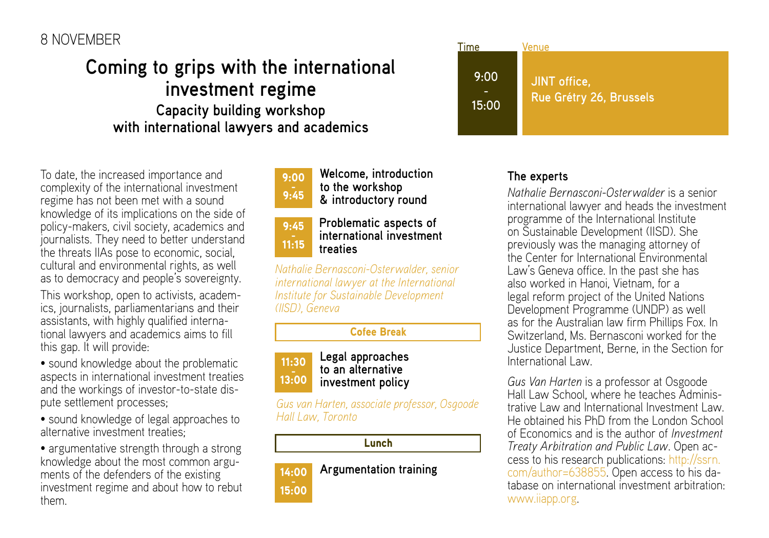8 NOVEMBER

# Coming to grips with the international investment regime

## Capacity building workshop with international lawyers and academics

| Time | Venue |
| --- | --- |
| 9:00 - 15:00 | JINT office, Rue Grétry 26, Brussels |

To date, the increased importance and complexity of the international investment regime has not been met with a sound knowledge of its implications on the side of policy-makers, civil society, academics and journalists. They need to better understand the threats IIAs pose to economic, social, cultural and environmental rights, as well as to democracy and people's sovereignty.

This workshop, open to activists, academics, journalists, parliamentarians and their assistants, with highly qualified international lawyers and academics aims to fill this gap. It will provide:

- sound knowledge about the problematic aspects in international investment treaties and the workings of investor-to-state dispute settlement processes;
- sound knowledge of legal approaches to alternative investment treaties;
- argumentative strength through a strong knowledge about the most common arguments of the defenders of the existing investment regime and about how to rebut them.

**9:00 - 9:45** **Welcome, introduction to the workshop & introductory round**

**9:45 - 11:15** **Problematic aspects of international investment treaties**

*Nathalie Bernasconi-Osterwalder, senior international lawyer at the International Institute for Sustainable Development (IISD), Geneva*

**Cofee Break**

**11:30 - 13:00** **Legal approaches to an alternative investment policy**

*Gus van Harten, associate professor, Osgoode Hall Law, Toronto*

**Lunch**

**14:00 - 15:00** **Argumentation training**

### The experts

*Nathalie Bernasconi-Osterwalder* is a senior international lawyer and heads the investment programme of the International Institute on Sustainable Development (IISD). She previously was the managing attorney of the Center for International Environmental Law's Geneva office. In the past she has also worked in Hanoi, Vietnam, for a legal reform project of the United Nations Development Programme (UNDP) as well as for the Australian law firm Phillips Fox. In Switzerland, Ms. Bernasconi worked for the Justice Department, Berne, in the Section for International Law.

*Gus Van Harten* is a professor at Osgoode Hall Law School, where he teaches Administrative Law and International Investment Law. He obtained his PhD from the London School of Economics and is the author of *Investment Treaty Arbitration and Public Law*. Open access to his research publications: http://ssrn.com/author=638855. Open access to his database on international investment arbitration: www.iiapp.org.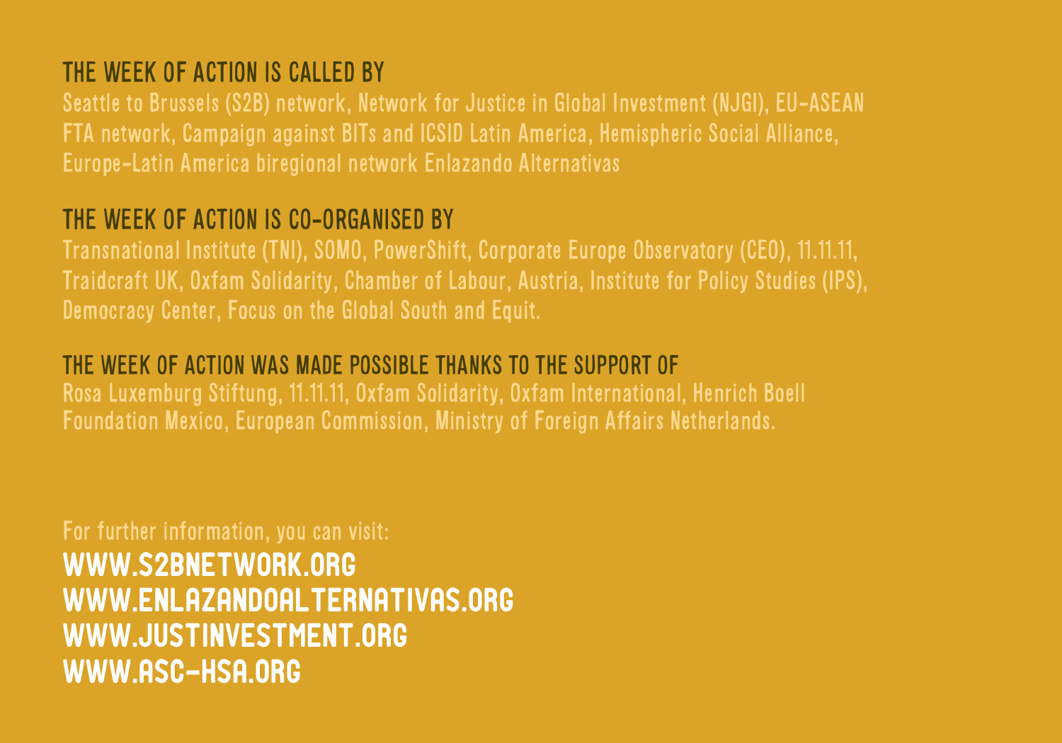## THE WEEK OF ACTION IS CALLED BY

Seattle to Brussels (S2B) network, Network for Justice in Global Investment (NJGI), EU-ASEAN FTA network, Campaign against BITs and ICSID Latin America, Hemispheric Social Alliance, Europe-Latin America biregional network Enlazando Alternativas

## THE WEEK OF ACTION IS CO-ORGANISED BY

Transnational Institute (TNI), SOMO, PowerShift, Corporate Europe Observatory (CEO), 11.11.11, Traidcraft UK, Oxfam Solidarity, Chamber of Labour, Austria, Institute for Policy Studies (IPS), Democracy Center, Focus on the Global South and Equit.

## THE WEEK OF ACTION WAS MADE POSSIBLE THANKS TO THE SUPPORT OF

Rosa Luxemburg Stiftung, 11.11.11, Oxfam Solidarity, Oxfam International, Henrich Boell Foundation Mexico, European Commission, Ministry of Foreign Affairs Netherlands.

For further information, you can visit:

**WWW.S2BNETWORK.ORG**
**WWW.ENLAZANDOALTERNATIVAS.ORG**
**WWW.JUSTINVESTMENT.ORG**
**WWW.ASC-HSA.ORG**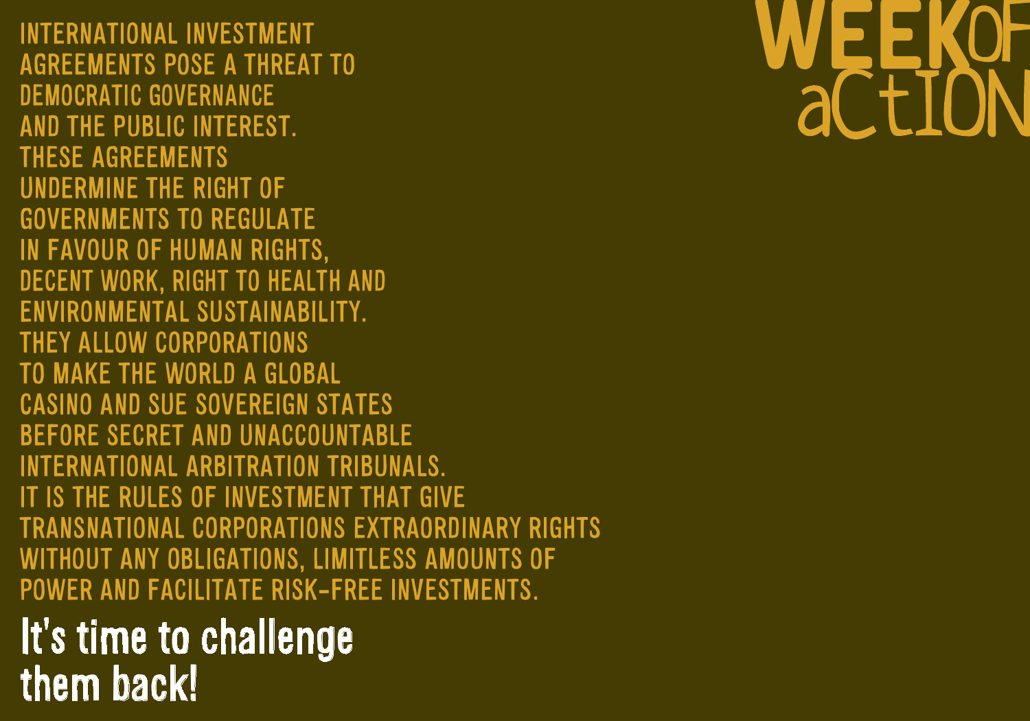# WEEK OF ACTION

INTERNATIONAL INVESTMENT AGREEMENTS POSE A THREAT TO DEMOCRATIC GOVERNANCE AND THE PUBLIC INTEREST. THESE AGREEMENTS UNDERMINE THE RIGHT OF GOVERNMENTS TO REGULATE IN FAVOUR OF HUMAN RIGHTS, DECENT WORK, RIGHT TO HEALTH AND ENVIRONMENTAL SUSTAINABILITY. THEY ALLOW CORPORATIONS TO MAKE THE WORLD A GLOBAL CASINO AND SUE SOVEREIGN STATES BEFORE SECRET AND UNACCOUNTABLE INTERNATIONAL ARBITRATION TRIBUNALS. IT IS THE RULES OF INVESTMENT THAT GIVE TRANSNATIONAL CORPORATIONS EXTRAORDINARY RIGHTS WITHOUT ANY OBLIGATIONS, LIMITLESS AMOUNTS OF POWER AND FACILITATE RISK-FREE INVESTMENTS.

**It's time to challenge them back!**